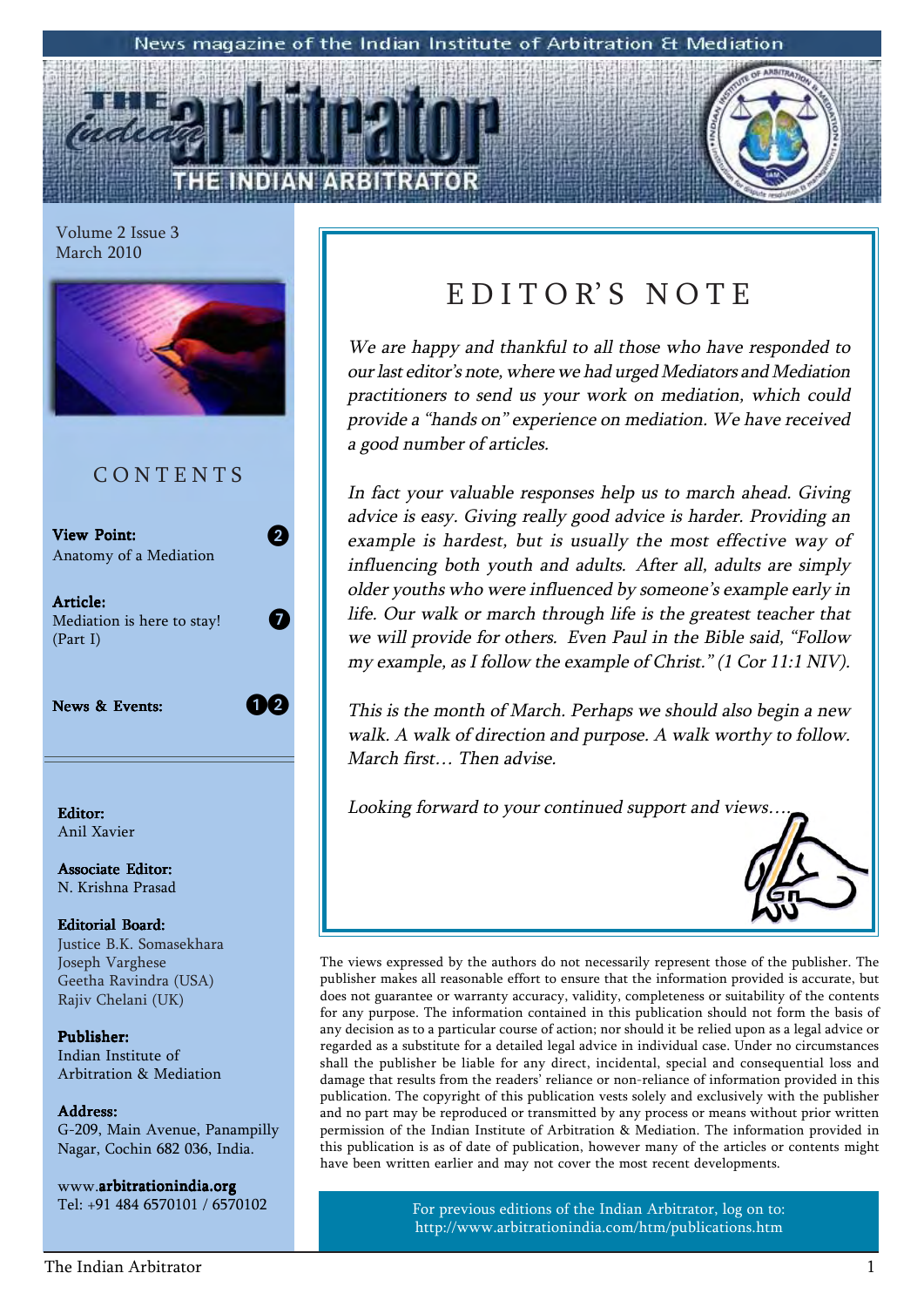News magazine of the Indian Institute of Arbitration & Mediation

# THE INDIAN ARBITRATOR

Volume 2 Issue 3
March 2010

## CONTENTS

**View Point:** Anatomy of a Mediation — 2

**Article:** Mediation is here to stay! (Part I) — 7

**News & Events:** — 12

**Editor:**
Anil Xavier

**Associate Editor:**
N. Krishna Prasad

**Editorial Board:**
Justice B.K. Somasekhara
Joseph Varghese
Geetha Ravindra (USA)
Rajiv Chelani (UK)

**Publisher:**
Indian Institute of Arbitration & Mediation

**Address:**
G-209, Main Avenue, Panampilly Nagar, Cochin 682 036, India.

www.**arbitrationindia.org**
Tel: +91 484 6570101 / 6570102

## EDITOR'S NOTE

*We are happy and thankful to all those who have responded to our last editor's note, where we had urged Mediators and Mediation practitioners to send us your work on mediation, which could provide a "hands on" experience on mediation. We have received a good number of articles.*

*In fact your valuable responses help us to march ahead. Giving advice is easy. Giving really good advice is harder. Providing an example is hardest, but is usually the most effective way of influencing both youth and adults. After all, adults are simply older youths who were influenced by someone's example early in life. Our walk or march through life is the greatest teacher that we will provide for others. Even Paul in the Bible said, "Follow my example, as I follow the example of Christ." (1 Cor 11:1 NIV).*

*This is the month of March. Perhaps we should also begin a new walk. A walk of direction and purpose. A walk worthy to follow. March first… Then advise.*

*Looking forward to your continued support and views….*

The views expressed by the authors do not necessarily represent those of the publisher. The publisher makes all reasonable effort to ensure that the information provided is accurate, but does not guarantee or warranty accuracy, validity, completeness or suitability of the contents for any purpose. The information contained in this publication should not form the basis of any decision as to a particular course of action; nor should it be relied upon as a legal advice or regarded as a substitute for a detailed legal advice in individual case. Under no circumstances shall the publisher be liable for any direct, incidental, special and consequential loss and damage that results from the readers' reliance or non-reliance of information provided in this publication. The copyright of this publication vests solely and exclusively with the publisher and no part may be reproduced or transmitted by any process or means without prior written permission of the Indian Institute of Arbitration & Mediation. The information provided in this publication is as of date of publication, however many of the articles or contents might have been written earlier and may not cover the most recent developments.

For previous editions of the Indian Arbitrator, log on to: http://www.arbitrationindia.com/htm/publications.htm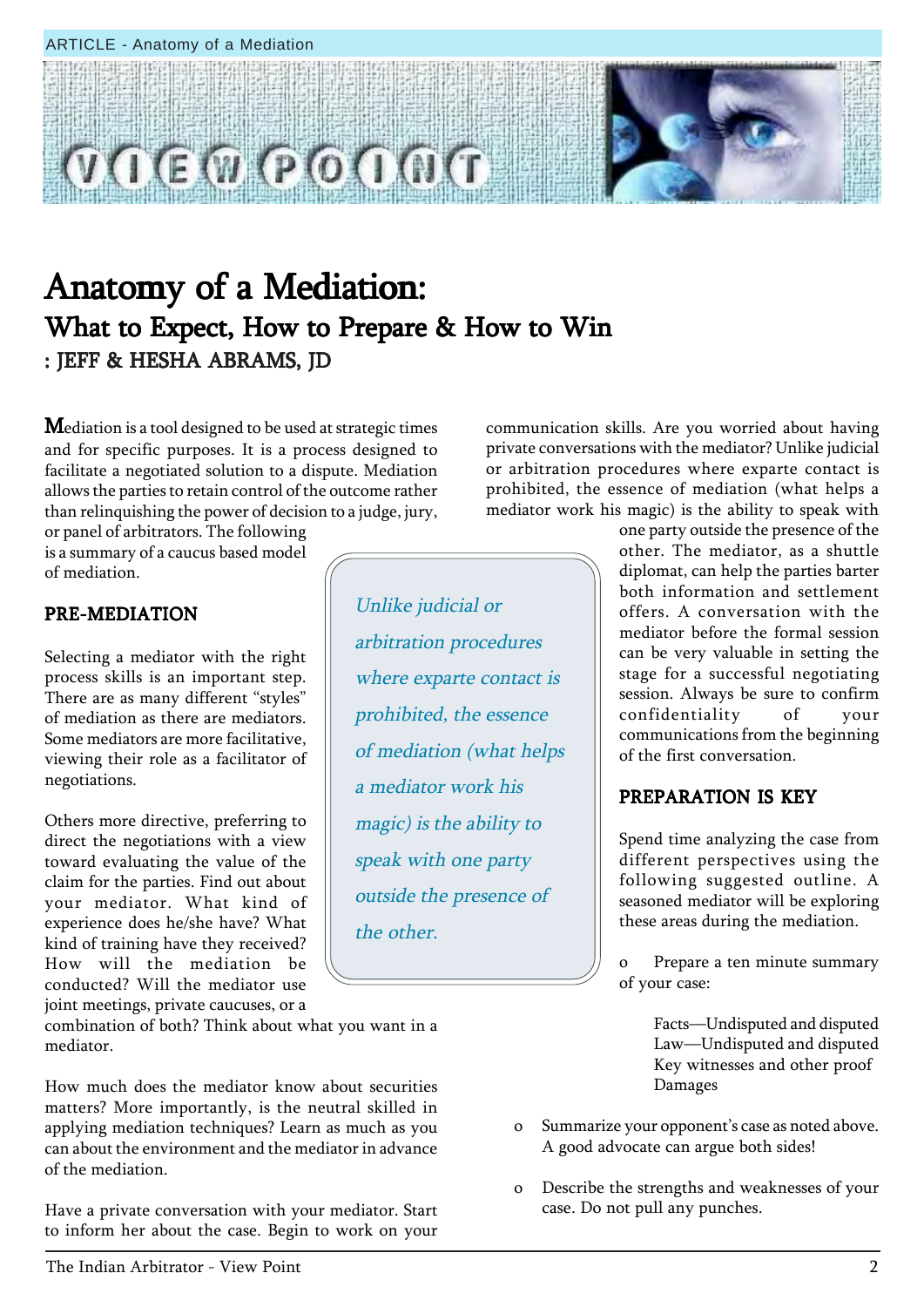# Anatomy of a Mediation:

## What to Expect, How to Prepare & How to Win

: JEFF & HESHA ABRAMS, JD

Mediation is a tool designed to be used at strategic times and for specific purposes. It is a process designed to facilitate a negotiated solution to a dispute. Mediation allows the parties to retain control of the outcome rather than relinquishing the power of decision to a judge, jury, or panel of arbitrators. The following is a summary of a caucus based model of mediation.

### PRE-MEDIATION

Selecting a mediator with the right process skills is an important step. There are as many different "styles" of mediation as there are mediators. Some mediators are more facilitative, viewing their role as a facilitator of negotiations.

Others more directive, preferring to direct the negotiations with a view toward evaluating the value of the claim for the parties. Find out about your mediator. What kind of experience does he/she have? What kind of training have they received? How will the mediation be conducted? Will the mediator use joint meetings, private caucuses, or a combination of both? Think about what you want in a mediator.

How much does the mediator know about securities matters? More importantly, is the neutral skilled in applying mediation techniques? Learn as much as you can about the environment and the mediator in advance of the mediation.

Have a private conversation with your mediator. Start to inform her about the case. Begin to work on your communication skills. Are you worried about having private conversations with the mediator? Unlike judicial or arbitration procedures where exparte contact is prohibited, the essence of mediation (what helps a mediator work his magic) is the ability to speak with one party outside the presence of the other. The mediator, as a shuttle diplomat, can help the parties barter both information and settlement offers. A conversation with the mediator before the formal session can be very valuable in setting the stage for a successful negotiating session. Always be sure to confirm confidentiality of your communications from the beginning of the first conversation.

> *Unlike judicial or arbitration procedures where exparte contact is prohibited, the essence of mediation (what helps a mediator work his magic) is the ability to speak with one party outside the presence of the other.*

### PREPARATION IS KEY

Spend time analyzing the case from different perspectives using the following suggested outline. A seasoned mediator will be exploring these areas during the mediation.

- Prepare a ten minute summary of your case:

  Facts—Undisputed and disputed
  Law—Undisputed and disputed
  Key witnesses and other proof
  Damages

- Summarize your opponent's case as noted above. A good advocate can argue both sides!

- Describe the strengths and weaknesses of your case. Do not pull any punches.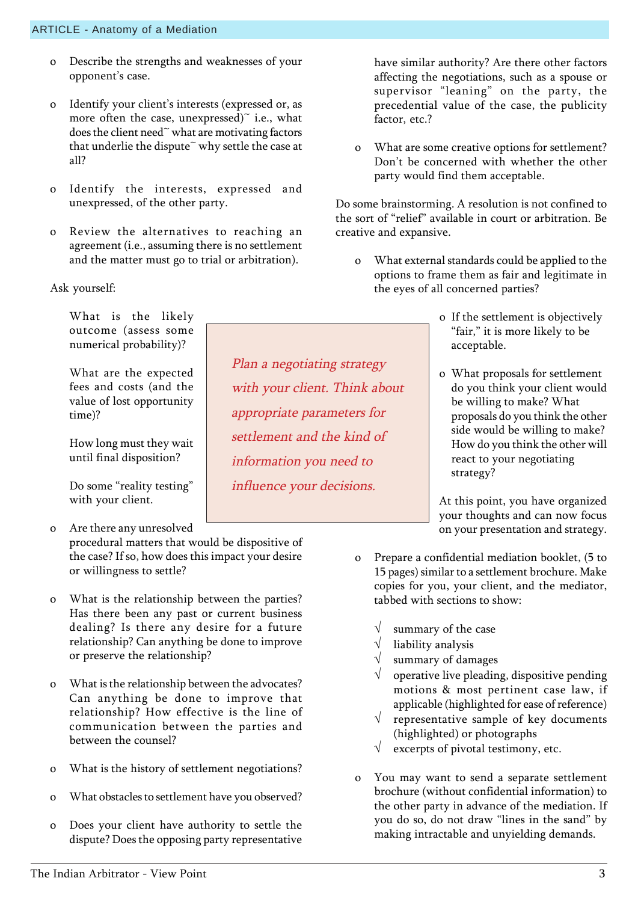- Describe the strengths and weaknesses of your opponent's case.

- Identify your client's interests (expressed or, as more often the case, unexpressed)~ i.e., what does the client need~ what are motivating factors that underlie the dispute~ why settle the case at all?

- Identify the interests, expressed and unexpressed, of the other party.

- Review the alternatives to reaching an agreement (i.e., assuming there is no settlement and the matter must go to trial or arbitration).

Ask yourself:

What is the likely outcome (assess some numerical probability)?

What are the expected fees and costs (and the value of lost opportunity time)?

How long must they wait until final disposition?

Do some "reality testing" with your client.

> *Plan a negotiating strategy with your client. Think about appropriate parameters for settlement and the kind of information you need to influence your decisions.*

- Are there any unresolved procedural matters that would be dispositive of the case? If so, how does this impact your desire or willingness to settle?

- What is the relationship between the parties? Has there been any past or current business dealing? Is there any desire for a future relationship? Can anything be done to improve or preserve the relationship?

- What is the relationship between the advocates? Can anything be done to improve that relationship? How effective is the line of communication between the parties and between the counsel?

- What is the history of settlement negotiations?

- What obstacles to settlement have you observed?

- Does your client have authority to settle the dispute? Does the opposing party representative have similar authority? Are there other factors affecting the negotiations, such as a spouse or supervisor "leaning" on the party, the precedential value of the case, the publicity factor, etc.?

- What are some creative options for settlement? Don't be concerned with whether the other party would find them acceptable.

Do some brainstorming. A resolution is not confined to the sort of "relief" available in court or arbitration. Be creative and expansive.

- What external standards could be applied to the options to frame them as fair and legitimate in the eyes of all concerned parties?

- If the settlement is objectively "fair," it is more likely to be acceptable.

- What proposals for settlement do you think your client would be willing to make? What proposals do you think the other side would be willing to make? How do you think the other will react to your negotiating strategy?

At this point, you have organized your thoughts and can now focus on your presentation and strategy.

- Prepare a confidential mediation booklet, (5 to 15 pages) similar to a settlement brochure. Make copies for you, your client, and the mediator, tabbed with sections to show:

  - √ summary of the case
  - √ liability analysis
  - √ summary of damages
  - √ operative live pleading, dispositive pending motions & most pertinent case law, if applicable (highlighted for ease of reference)
  - √ representative sample of key documents (highlighted) or photographs
  - √ excerpts of pivotal testimony, etc.

- You may want to send a separate settlement brochure (without confidential information) to the other party in advance of the mediation. If you do so, do not draw "lines in the sand" by making intractable and unyielding demands.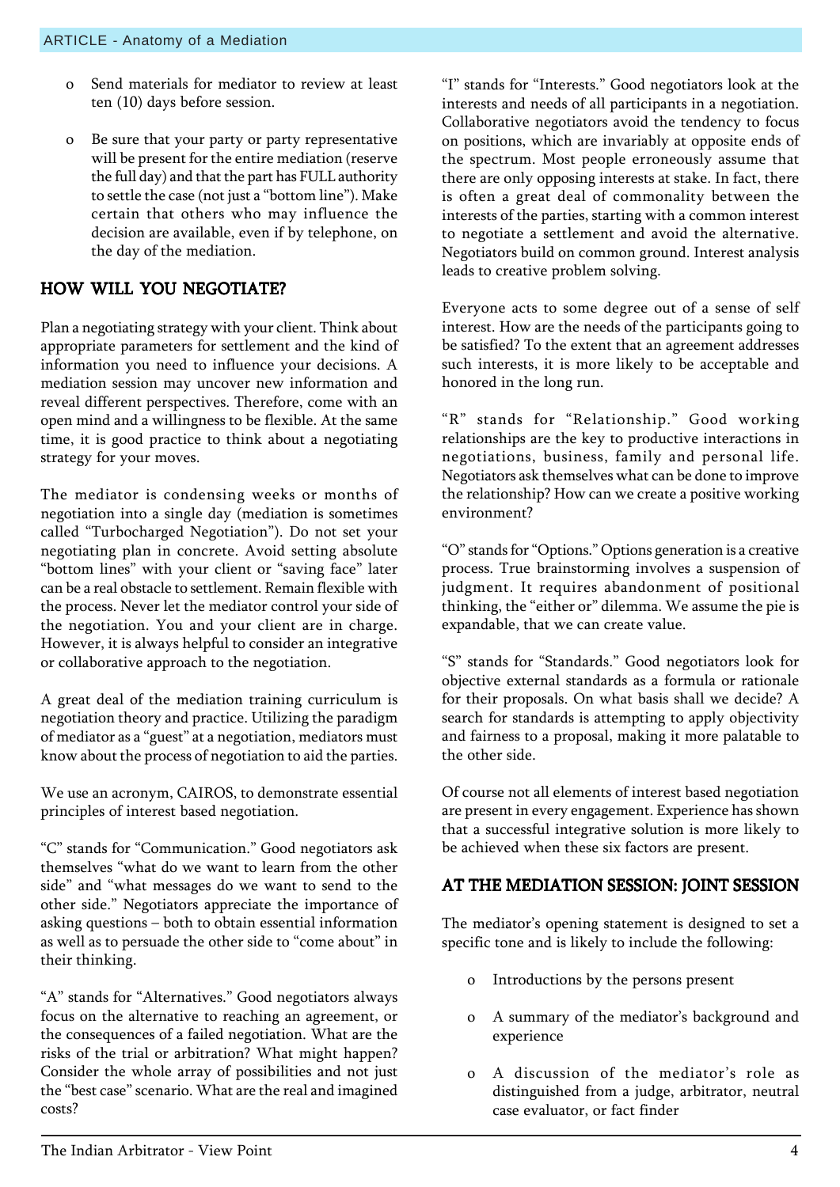- Send materials for mediator to review at least ten (10) days before session.

- Be sure that your party or party representative will be present for the entire mediation (reserve the full day) and that the part has FULL authority to settle the case (not just a "bottom line"). Make certain that others who may influence the decision are available, even if by telephone, on the day of the mediation.

## HOW WILL YOU NEGOTIATE?

Plan a negotiating strategy with your client. Think about appropriate parameters for settlement and the kind of information you need to influence your decisions. A mediation session may uncover new information and reveal different perspectives. Therefore, come with an open mind and a willingness to be flexible. At the same time, it is good practice to think about a negotiating strategy for your moves.

The mediator is condensing weeks or months of negotiation into a single day (mediation is sometimes called "Turbocharged Negotiation"). Do not set your negotiating plan in concrete. Avoid setting absolute "bottom lines" with your client or "saving face" later can be a real obstacle to settlement. Remain flexible with the process. Never let the mediator control your side of the negotiation. You and your client are in charge. However, it is always helpful to consider an integrative or collaborative approach to the negotiation.

A great deal of the mediation training curriculum is negotiation theory and practice. Utilizing the paradigm of mediator as a "guest" at a negotiation, mediators must know about the process of negotiation to aid the parties.

We use an acronym, CAIROS, to demonstrate essential principles of interest based negotiation.

"C" stands for "Communication." Good negotiators ask themselves "what do we want to learn from the other side" and "what messages do we want to send to the other side." Negotiators appreciate the importance of asking questions – both to obtain essential information as well as to persuade the other side to "come about" in their thinking.

"A" stands for "Alternatives." Good negotiators always focus on the alternative to reaching an agreement, or the consequences of a failed negotiation. What are the risks of the trial or arbitration? What might happen? Consider the whole array of possibilities and not just the "best case" scenario. What are the real and imagined costs?

"I" stands for "Interests." Good negotiators look at the interests and needs of all participants in a negotiation. Collaborative negotiators avoid the tendency to focus on positions, which are invariably at opposite ends of the spectrum. Most people erroneously assume that there are only opposing interests at stake. In fact, there is often a great deal of commonality between the interests of the parties, starting with a common interest to negotiate a settlement and avoid the alternative. Negotiators build on common ground. Interest analysis leads to creative problem solving.

Everyone acts to some degree out of a sense of self interest. How are the needs of the participants going to be satisfied? To the extent that an agreement addresses such interests, it is more likely to be acceptable and honored in the long run.

"R" stands for "Relationship." Good working relationships are the key to productive interactions in negotiations, business, family and personal life. Negotiators ask themselves what can be done to improve the relationship? How can we create a positive working environment?

"O" stands for "Options." Options generation is a creative process. True brainstorming involves a suspension of judgment. It requires abandonment of positional thinking, the "either or" dilemma. We assume the pie is expandable, that we can create value.

"S" stands for "Standards." Good negotiators look for objective external standards as a formula or rationale for their proposals. On what basis shall we decide? A search for standards is attempting to apply objectivity and fairness to a proposal, making it more palatable to the other side.

Of course not all elements of interest based negotiation are present in every engagement. Experience has shown that a successful integrative solution is more likely to be achieved when these six factors are present.

## AT THE MEDIATION SESSION: JOINT SESSION

The mediator's opening statement is designed to set a specific tone and is likely to include the following:

- Introductions by the persons present

- A summary of the mediator's background and experience

- A discussion of the mediator's role as distinguished from a judge, arbitrator, neutral case evaluator, or fact finder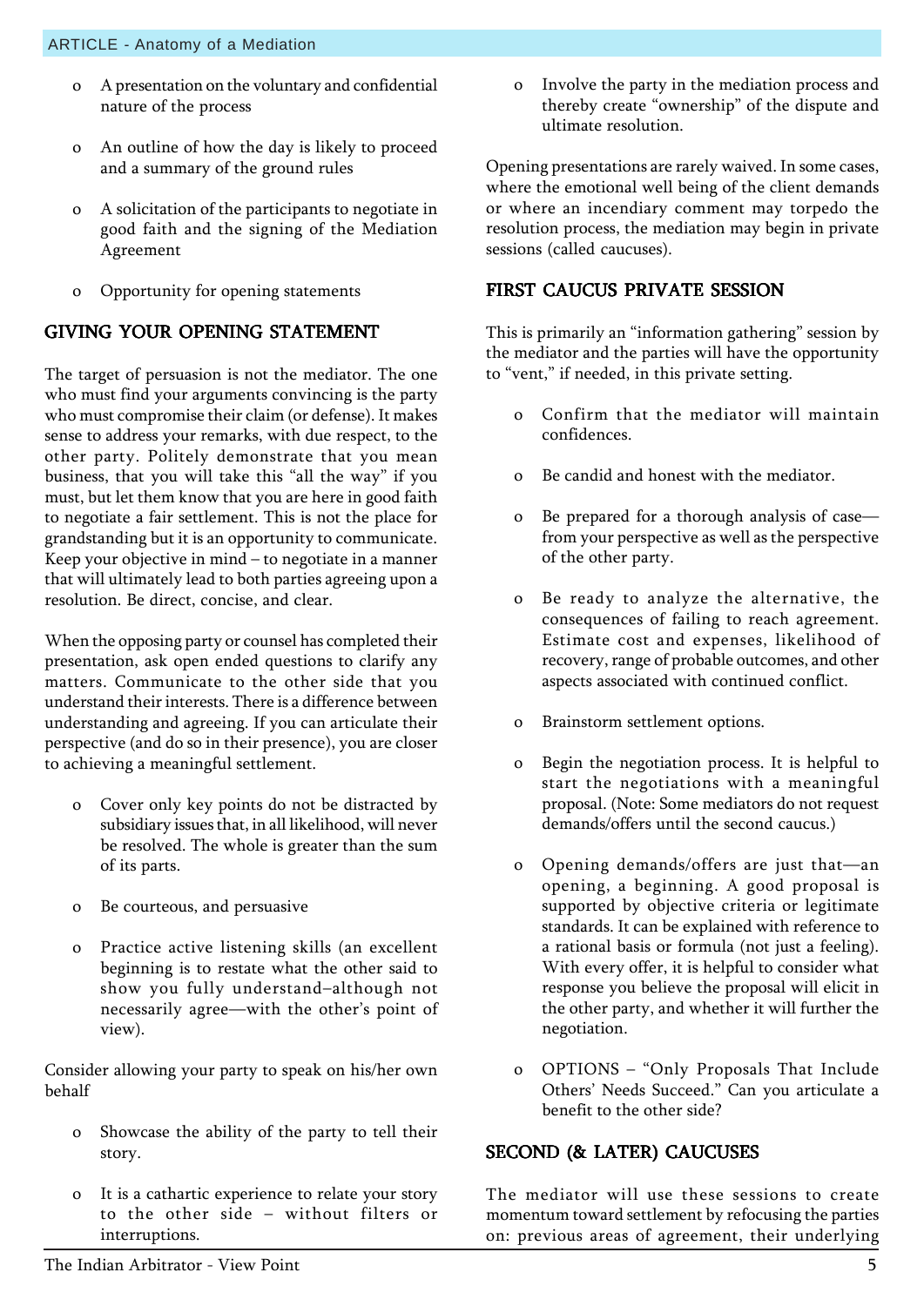- A presentation on the voluntary and confidential nature of the process
- An outline of how the day is likely to proceed and a summary of the ground rules
- A solicitation of the participants to negotiate in good faith and the signing of the Mediation Agreement
- Opportunity for opening statements

## GIVING YOUR OPENING STATEMENT

The target of persuasion is not the mediator. The one who must find your arguments convincing is the party who must compromise their claim (or defense). It makes sense to address your remarks, with due respect, to the other party. Politely demonstrate that you mean business, that you will take this "all the way" if you must, but let them know that you are here in good faith to negotiate a fair settlement. This is not the place for grandstanding but it is an opportunity to communicate. Keep your objective in mind – to negotiate in a manner that will ultimately lead to both parties agreeing upon a resolution. Be direct, concise, and clear.

When the opposing party or counsel has completed their presentation, ask open ended questions to clarify any matters. Communicate to the other side that you understand their interests. There is a difference between understanding and agreeing. If you can articulate their perspective (and do so in their presence), you are closer to achieving a meaningful settlement.

- Cover only key points do not be distracted by subsidiary issues that, in all likelihood, will never be resolved. The whole is greater than the sum of its parts.
- Be courteous, and persuasive
- Practice active listening skills (an excellent beginning is to restate what the other said to show you fully understand–although not necessarily agree—with the other's point of view).

Consider allowing your party to speak on his/her own behalf

- Showcase the ability of the party to tell their story.
- It is a cathartic experience to relate your story to the other side – without filters or interruptions.
- Involve the party in the mediation process and thereby create "ownership" of the dispute and ultimate resolution.

Opening presentations are rarely waived. In some cases, where the emotional well being of the client demands or where an incendiary comment may torpedo the resolution process, the mediation may begin in private sessions (called caucuses).

## FIRST CAUCUS PRIVATE SESSION

This is primarily an "information gathering" session by the mediator and the parties will have the opportunity to "vent," if needed, in this private setting.

- Confirm that the mediator will maintain confidences.
- Be candid and honest with the mediator.
- Be prepared for a thorough analysis of case—from your perspective as well as the perspective of the other party.
- Be ready to analyze the alternative, the consequences of failing to reach agreement. Estimate cost and expenses, likelihood of recovery, range of probable outcomes, and other aspects associated with continued conflict.
- Brainstorm settlement options.
- Begin the negotiation process. It is helpful to start the negotiations with a meaningful proposal. (Note: Some mediators do not request demands/offers until the second caucus.)
- Opening demands/offers are just that—an opening, a beginning. A good proposal is supported by objective criteria or legitimate standards. It can be explained with reference to a rational basis or formula (not just a feeling). With every offer, it is helpful to consider what response you believe the proposal will elicit in the other party, and whether it will further the negotiation.
- OPTIONS – "Only Proposals That Include Others' Needs Succeed." Can you articulate a benefit to the other side?

## SECOND (& LATER) CAUCUSES

The mediator will use these sessions to create momentum toward settlement by refocusing the parties on: previous areas of agreement, their underlying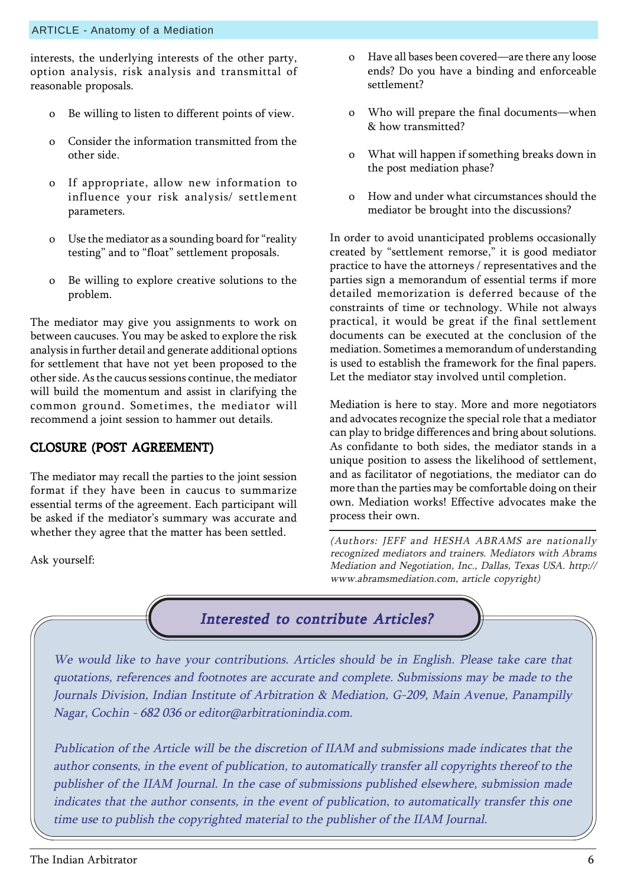interests, the underlying interests of the other party, option analysis, risk analysis and transmittal of reasonable proposals.

- Be willing to listen to different points of view.
- Consider the information transmitted from the other side.
- If appropriate, allow new information to influence your risk analysis/ settlement parameters.
- Use the mediator as a sounding board for "reality testing" and to "float" settlement proposals.
- Be willing to explore creative solutions to the problem.

The mediator may give you assignments to work on between caucuses. You may be asked to explore the risk analysis in further detail and generate additional options for settlement that have not yet been proposed to the other side. As the caucus sessions continue, the mediator will build the momentum and assist in clarifying the common ground. Sometimes, the mediator will recommend a joint session to hammer out details.

## CLOSURE (POST AGREEMENT)

The mediator may recall the parties to the joint session format if they have been in caucus to summarize essential terms of the agreement. Each participant will be asked if the mediator's summary was accurate and whether they agree that the matter has been settled.

Ask yourself:

- Have all bases been covered—are there any loose ends? Do you have a binding and enforceable settlement?
- Who will prepare the final documents—when & how transmitted?
- What will happen if something breaks down in the post mediation phase?
- How and under what circumstances should the mediator be brought into the discussions?

In order to avoid unanticipated problems occasionally created by "settlement remorse," it is good mediator practice to have the attorneys / representatives and the parties sign a memorandum of essential terms if more detailed memorization is deferred because of the constraints of time or technology. While not always practical, it would be great if the final settlement documents can be executed at the conclusion of the mediation. Sometimes a memorandum of understanding is used to establish the framework for the final papers. Let the mediator stay involved until completion.

Mediation is here to stay. More and more negotiators and advocates recognize the special role that a mediator can play to bridge differences and bring about solutions. As confidante to both sides, the mediator stands in a unique position to assess the likelihood of settlement, and as facilitator of negotiations, the mediator can do more than the parties may be comfortable doing on their own. Mediation works! Effective advocates make the process their own.

*(Authors: JEFF and HESHA ABRAMS are nationally recognized mediators and trainers. Mediators with Abrams Mediation and Negotiation, Inc., Dallas, Texas USA. http://www.abramsmediation.com, article copyright)*

## *Interested to contribute Articles?*

*We would like to have your contributions. Articles should be in English. Please take care that quotations, references and footnotes are accurate and complete. Submissions may be made to the Journals Division, Indian Institute of Arbitration & Mediation, G-209, Main Avenue, Panampilly Nagar, Cochin - 682 036 or editor@arbitrationindia.com.*

*Publication of the Article will be the discretion of IIAM and submissions made indicates that the author consents, in the event of publication, to automatically transfer all copyrights thereof to the publisher of the IIAM Journal. In the case of submissions published elsewhere, submission made indicates that the author consents, in the event of publication, to automatically transfer this one time use to publish the copyrighted material to the publisher of the IIAM Journal.*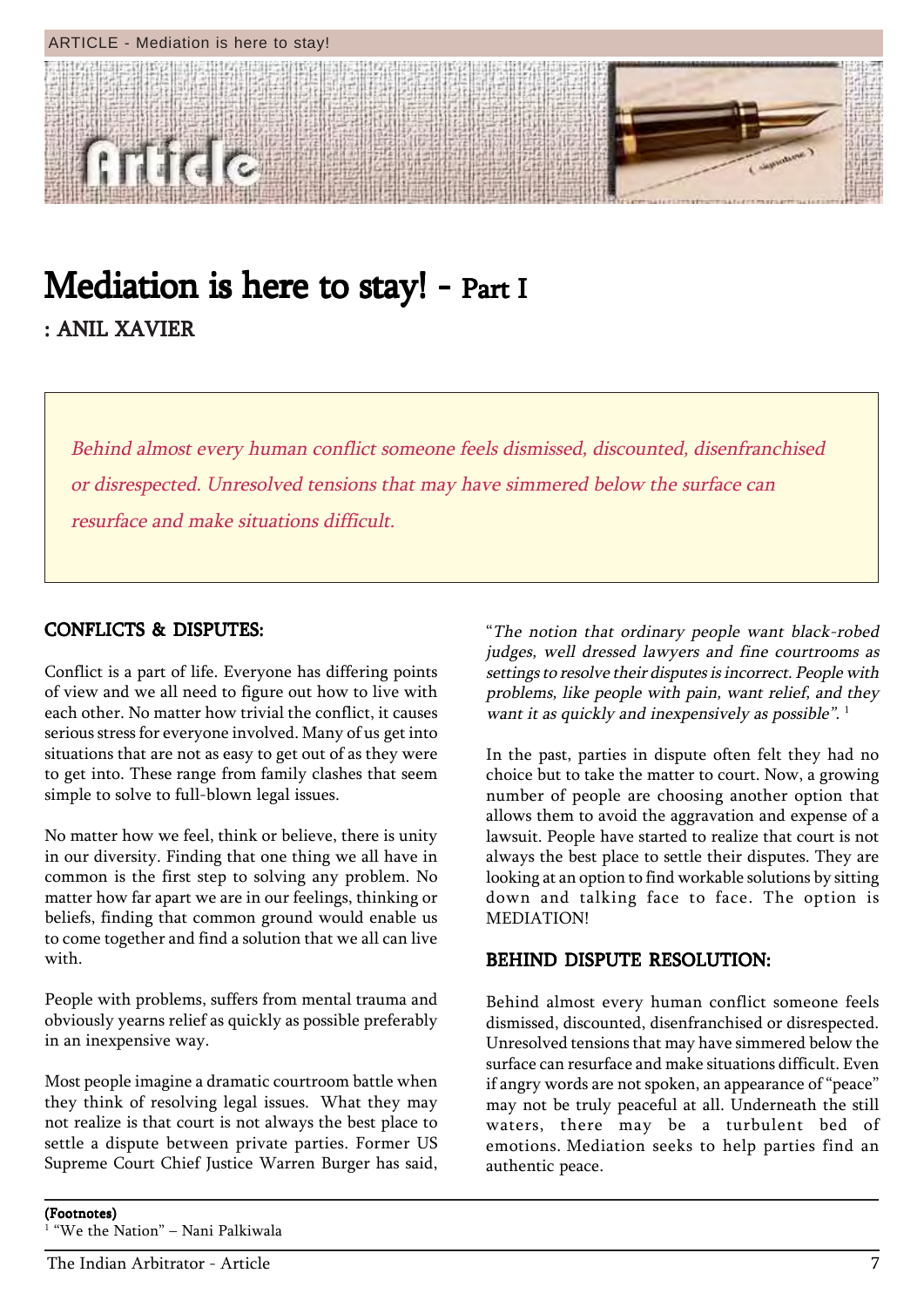# Mediation is here to stay! - Part I

**: ANIL XAVIER**

> *Behind almost every human conflict someone feels dismissed, discounted, disenfranchised or disrespected. Unresolved tensions that may have simmered below the surface can resurface and make situations difficult.*

## CONFLICTS & DISPUTES:

Conflict is a part of life. Everyone has differing points of view and we all need to figure out how to live with each other. No matter how trivial the conflict, it causes serious stress for everyone involved. Many of us get into situations that are not as easy to get out of as they were to get into. These range from family clashes that seem simple to solve to full-blown legal issues.

No matter how we feel, think or believe, there is unity in our diversity. Finding that one thing we all have in common is the first step to solving any problem. No matter how far apart we are in our feelings, thinking or beliefs, finding that common ground would enable us to come together and find a solution that we all can live with.

People with problems, suffers from mental trauma and obviously yearns relief as quickly as possible preferably in an inexpensive way.

Most people imagine a dramatic courtroom battle when they think of resolving legal issues. What they may not realize is that court is not always the best place to settle a dispute between private parties. Former US Supreme Court Chief Justice Warren Burger has said, "*The notion that ordinary people want black-robed judges, well dressed lawyers and fine courtrooms as settings to resolve their disputes is incorrect. People with problems, like people with pain, want relief, and they want it as quickly and inexpensively as possible*".[1]

In the past, parties in dispute often felt they had no choice but to take the matter to court. Now, a growing number of people are choosing another option that allows them to avoid the aggravation and expense of a lawsuit. People have started to realize that court is not always the best place to settle their disputes. They are looking at an option to find workable solutions by sitting down and talking face to face. The option is MEDIATION!

## BEHIND DISPUTE RESOLUTION:

Behind almost every human conflict someone feels dismissed, discounted, disenfranchised or disrespected. Unresolved tensions that may have simmered below the surface can resurface and make situations difficult. Even if angry words are not spoken, an appearance of "peace" may not be truly peaceful at all. Underneath the still waters, there may be a turbulent bed of emotions. Mediation seeks to help parties find an authentic peace.

---

**(Footnotes)**

[1] "We the Nation" – Nani Palkiwala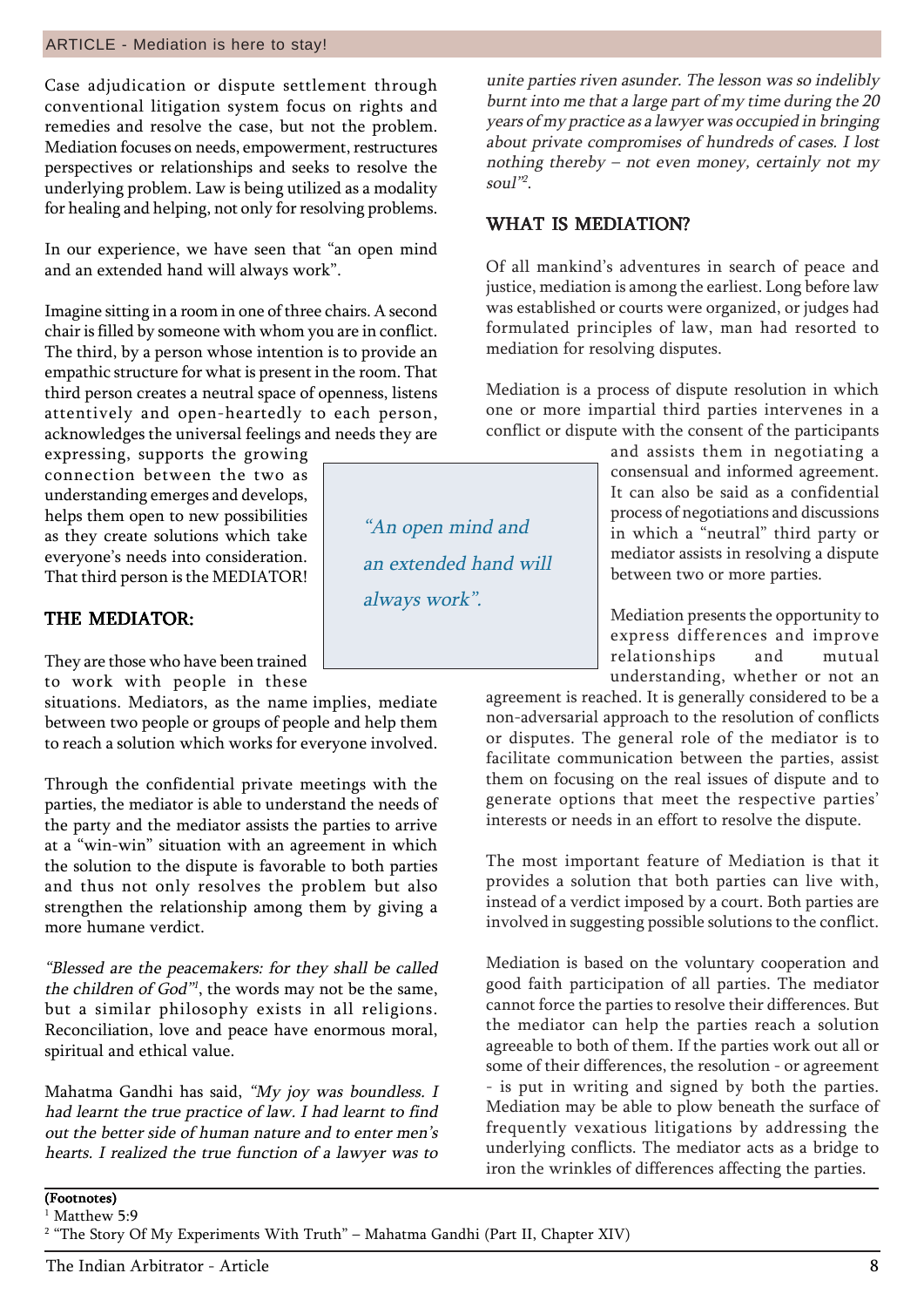Case adjudication or dispute settlement through conventional litigation system focus on rights and remedies and resolve the case, but not the problem. Mediation focuses on needs, empowerment, restructures perspectives or relationships and seeks to resolve the underlying problem. Law is being utilized as a modality for healing and helping, not only for resolving problems.

In our experience, we have seen that "an open mind and an extended hand will always work".

Imagine sitting in a room in one of three chairs. A second chair is filled by someone with whom you are in conflict. The third, by a person whose intention is to provide an empathic structure for what is present in the room. That third person creates a neutral space of openness, listens attentively and open-heartedly to each person, acknowledges the universal feelings and needs they are expressing, supports the growing connection between the two as understanding emerges and develops, helps them open to new possibilities as they create solutions which take everyone's needs into consideration. That third person is the MEDIATOR!

> *"An open mind and an extended hand will always work".*

## THE MEDIATOR:

They are those who have been trained to work with people in these situations. Mediators, as the name implies, mediate between two people or groups of people and help them to reach a solution which works for everyone involved.

Through the confidential private meetings with the parties, the mediator is able to understand the needs of the party and the mediator assists the parties to arrive at a "win-win" situation with an agreement in which the solution to the dispute is favorable to both parties and thus not only resolves the problem but also strengthen the relationship among them by giving a more humane verdict.

*"Blessed are the peacemakers: for they shall be called the children of God"*[1], the words may not be the same, but a similar philosophy exists in all religions. Reconciliation, love and peace have enormous moral, spiritual and ethical value.

Mahatma Gandhi has said, *"My joy was boundless. I had learnt the true practice of law. I had learnt to find out the better side of human nature and to enter men's hearts. I realized the true function of a lawyer was to unite parties riven asunder. The lesson was so indelibly burnt into me that a large part of my time during the 20 years of my practice as a lawyer was occupied in bringing about private compromises of hundreds of cases. I lost nothing thereby – not even money, certainly not my soul"*[2].

## WHAT IS MEDIATION?

Of all mankind's adventures in search of peace and justice, mediation is among the earliest. Long before law was established or courts were organized, or judges had formulated principles of law, man had resorted to mediation for resolving disputes.

Mediation is a process of dispute resolution in which one or more impartial third parties intervenes in a conflict or dispute with the consent of the participants and assists them in negotiating a consensual and informed agreement. It can also be said as a confidential process of negotiations and discussions in which a "neutral" third party or mediator assists in resolving a dispute between two or more parties.

Mediation presents the opportunity to express differences and improve relationships and mutual understanding, whether or not an agreement is reached. It is generally considered to be a non-adversarial approach to the resolution of conflicts or disputes. The general role of the mediator is to facilitate communication between the parties, assist them on focusing on the real issues of dispute and to generate options that meet the respective parties' interests or needs in an effort to resolve the dispute.

The most important feature of Mediation is that it provides a solution that both parties can live with, instead of a verdict imposed by a court. Both parties are involved in suggesting possible solutions to the conflict.

Mediation is based on the voluntary cooperation and good faith participation of all parties. The mediator cannot force the parties to resolve their differences. But the mediator can help the parties reach a solution agreeable to both of them. If the parties work out all or some of their differences, the resolution - or agreement - is put in writing and signed by both the parties. Mediation may be able to plow beneath the surface of frequently vexatious litigations by addressing the underlying conflicts. The mediator acts as a bridge to iron the wrinkles of differences affecting the parties.

---

**(Footnotes)**

[1] Matthew 5:9

[2] "The Story Of My Experiments With Truth" – Mahatma Gandhi (Part II, Chapter XIV)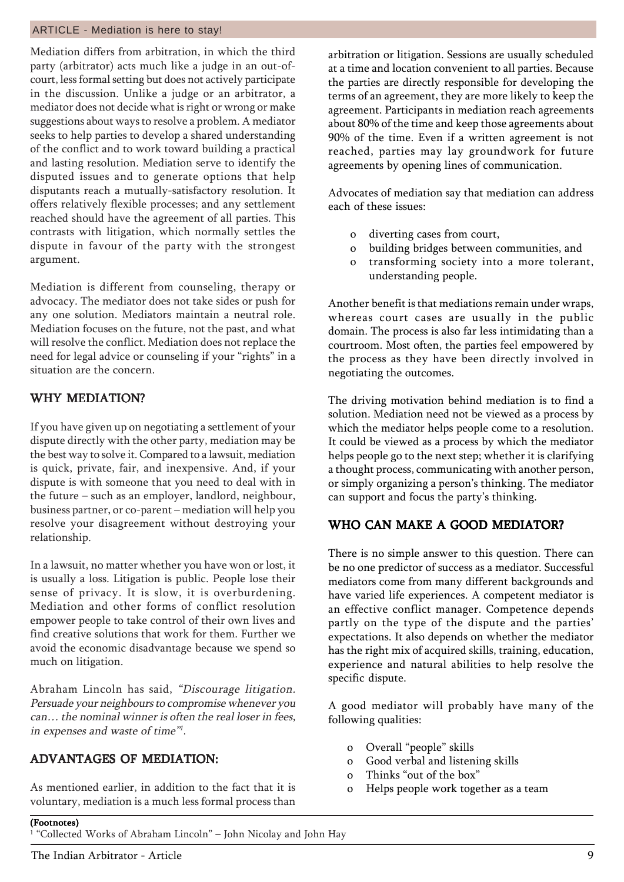Mediation differs from arbitration, in which the third party (arbitrator) acts much like a judge in an out-of-court, less formal setting but does not actively participate in the discussion. Unlike a judge or an arbitrator, a mediator does not decide what is right or wrong or make suggestions about ways to resolve a problem. A mediator seeks to help parties to develop a shared understanding of the conflict and to work toward building a practical and lasting resolution. Mediation serve to identify the disputed issues and to generate options that help disputants reach a mutually-satisfactory resolution. It offers relatively flexible processes; and any settlement reached should have the agreement of all parties. This contrasts with litigation, which normally settles the dispute in favour of the party with the strongest argument.

Mediation is different from counseling, therapy or advocacy. The mediator does not take sides or push for any one solution. Mediators maintain a neutral role. Mediation focuses on the future, not the past, and what will resolve the conflict. Mediation does not replace the need for legal advice or counseling if your "rights" in a situation are the concern.

## WHY MEDIATION?

If you have given up on negotiating a settlement of your dispute directly with the other party, mediation may be the best way to solve it. Compared to a lawsuit, mediation is quick, private, fair, and inexpensive. And, if your dispute is with someone that you need to deal with in the future – such as an employer, landlord, neighbour, business partner, or co-parent – mediation will help you resolve your disagreement without destroying your relationship.

In a lawsuit, no matter whether you have won or lost, it is usually a loss. Litigation is public. People lose their sense of privacy. It is slow, it is overburdening. Mediation and other forms of conflict resolution empower people to take control of their own lives and find creative solutions that work for them. Further we avoid the economic disadvantage because we spend so much on litigation.

Abraham Lincoln has said, *"Discourage litigation. Persuade your neighbours to compromise whenever you can… the nominal winner is often the real loser in fees, in expenses and waste of time"*[1].

## ADVANTAGES OF MEDIATION:

As mentioned earlier, in addition to the fact that it is voluntary, mediation is a much less formal process than arbitration or litigation. Sessions are usually scheduled at a time and location convenient to all parties. Because the parties are directly responsible for developing the terms of an agreement, they are more likely to keep the agreement. Participants in mediation reach agreements about 80% of the time and keep those agreements about 90% of the time. Even if a written agreement is not reached, parties may lay groundwork for future agreements by opening lines of communication.

Advocates of mediation say that mediation can address each of these issues:

- diverting cases from court,
- building bridges between communities, and
- transforming society into a more tolerant, understanding people.

Another benefit is that mediations remain under wraps, whereas court cases are usually in the public domain. The process is also far less intimidating than a courtroom. Most often, the parties feel empowered by the process as they have been directly involved in negotiating the outcomes.

The driving motivation behind mediation is to find a solution. Mediation need not be viewed as a process by which the mediator helps people come to a resolution. It could be viewed as a process by which the mediator helps people go to the next step; whether it is clarifying a thought process, communicating with another person, or simply organizing a person's thinking. The mediator can support and focus the party's thinking.

## WHO CAN MAKE A GOOD MEDIATOR?

There is no simple answer to this question. There can be no one predictor of success as a mediator. Successful mediators come from many different backgrounds and have varied life experiences. A competent mediator is an effective conflict manager. Competence depends partly on the type of the dispute and the parties' expectations. It also depends on whether the mediator has the right mix of acquired skills, training, education, experience and natural abilities to help resolve the specific dispute.

A good mediator will probably have many of the following qualities:

- Overall "people" skills
- Good verbal and listening skills
- Thinks "out of the box"
- Helps people work together as a team

**(Footnotes)**

[1] "Collected Works of Abraham Lincoln" – John Nicolay and John Hay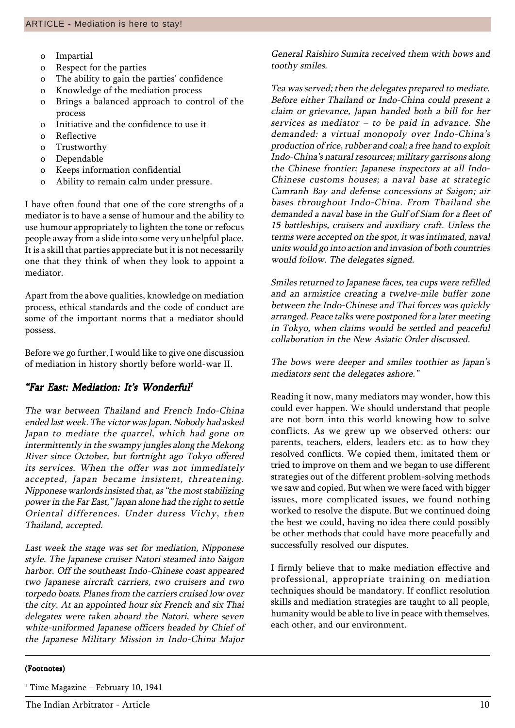- Impartial
- Respect for the parties
- The ability to gain the parties' confidence
- Knowledge of the mediation process
- Brings a balanced approach to control of the process
- Initiative and the confidence to use it
- Reflective
- Trustworthy
- Dependable
- Keeps information confidential
- Ability to remain calm under pressure.

I have often found that one of the core strengths of a mediator is to have a sense of humour and the ability to use humour appropriately to lighten the tone or refocus people away from a slide into some very unhelpful place. It is a skill that parties appreciate but it is not necessarily one that they think of when they look to appoint a mediator.

Apart from the above qualities, knowledge on mediation process, ethical standards and the code of conduct are some of the important norms that a mediator should possess.

Before we go further, I would like to give one discussion of mediation in history shortly before world-war II.

### *"Far East: Mediation: It's Wonderful*[1]

*The war between Thailand and French Indo-China ended last week. The victor was Japan. Nobody had asked Japan to mediate the quarrel, which had gone on intermittently in the swampy jungles along the Mekong River since October, but fortnight ago Tokyo offered its services. When the offer was not immediately accepted, Japan became insistent, threatening. Nipponese warlords insisted that, as "the most stabilizing power in the Far East," Japan alone had the right to settle Oriental differences. Under duress Vichy, then Thailand, accepted.*

*Last week the stage was set for mediation, Nipponese style. The Japanese cruiser Natori steamed into Saigon harbor. Off the southeast Indo-Chinese coast appeared two Japanese aircraft carriers, two cruisers and two torpedo boats. Planes from the carriers cruised low over the city. At an appointed hour six French and six Thai delegates were taken aboard the Natori, where seven white-uniformed Japanese officers headed by Chief of the Japanese Military Mission in Indo-China Major General Raishiro Sumita received them with bows and toothy smiles.*

*Tea was served; then the delegates prepared to mediate. Before either Thailand or Indo-China could present a claim or grievance, Japan handed both a bill for her services as mediator – to be paid in advance. She demanded: a virtual monopoly over Indo-China's production of rice, rubber and coal; a free hand to exploit Indo-China's natural resources; military garrisons along the Chinese frontier; Japanese inspectors at all Indo-Chinese customs houses; a naval base at strategic Camranh Bay and defense concessions at Saigon; air bases throughout Indo-China. From Thailand she demanded a naval base in the Gulf of Siam for a fleet of 15 battleships, cruisers and auxiliary craft. Unless the terms were accepted on the spot, it was intimated, naval units would go into action and invasion of both countries would follow. The delegates signed.*

*Smiles returned to Japanese faces, tea cups were refilled and an armistice creating a twelve-mile buffer zone between the Indo-Chinese and Thai forces was quickly arranged. Peace talks were postponed for a later meeting in Tokyo, when claims would be settled and peaceful collaboration in the New Asiatic Order discussed.*

*The bows were deeper and smiles toothier as Japan's mediators sent the delegates ashore."*

Reading it now, many mediators may wonder, how this could ever happen. We should understand that people are not born into this world knowing how to solve conflicts. As we grew up we observed others: our parents, teachers, elders, leaders etc. as to how they resolved conflicts. We copied them, imitated them or tried to improve on them and we began to use different strategies out of the different problem-solving methods we saw and copied. But when we were faced with bigger issues, more complicated issues, we found nothing worked to resolve the dispute. But we continued doing the best we could, having no idea there could possibly be other methods that could have more peacefully and successfully resolved our disputes.

I firmly believe that to make mediation effective and professional, appropriate training on mediation techniques should be mandatory. If conflict resolution skills and mediation strategies are taught to all people, humanity would be able to live in peace with themselves, each other, and our environment.

---

**(Footnotes)**

[1] Time Magazine – February 10, 1941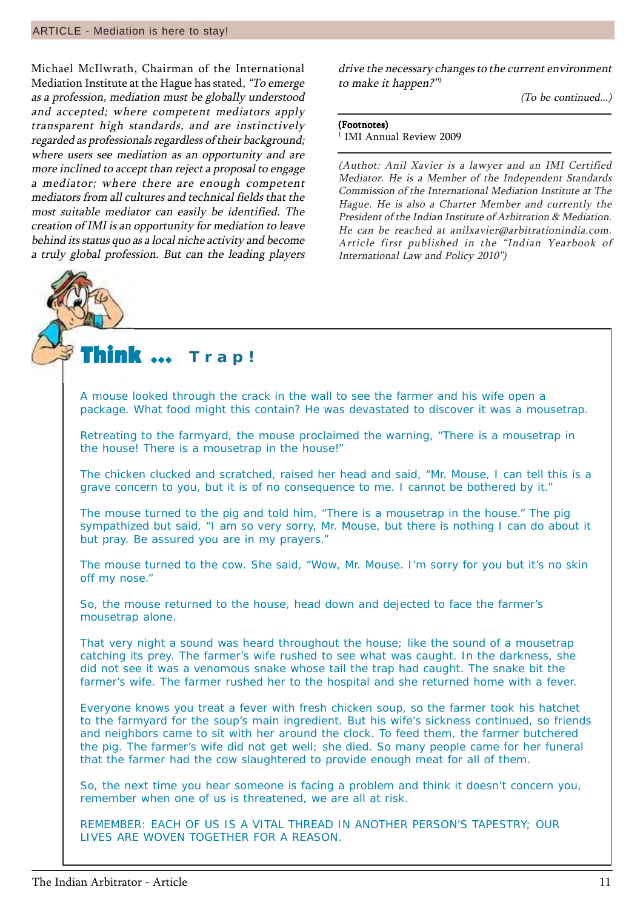Michael McIlwrath, Chairman of the International Mediation Institute at the Hague has stated, *"To emerge as a profession, mediation must be globally understood and accepted; where competent mediators apply transparent high standards, and are instinctively regarded as professionals regardless of their background; where users see mediation as an opportunity and are more inclined to accept than reject a proposal to engage a mediator; where there are enough competent mediators from all cultures and technical fields that the most suitable mediator can easily be identified. The creation of IMI is an opportunity for mediation to leave behind its status quo as a local niche activity and become a truly global profession. But can the leading players drive the necessary changes to the current environment to make it happen?"*[1]

*(To be continued...)*

**(Footnotes)**

[1] IMI Annual Review 2009

*(Authot: Anil Xavier is a lawyer and an IMI Certified Mediator. He is a Member of the Independent Standards Commission of the International Mediation Institute at The Hague. He is also a Charter Member and currently the President of the Indian Institute of Arbitration & Mediation. He can be reached at anilxavier@arbitrationindia.com. Article first published in the "Indian Yearbook of International Law and Policy 2010")*

## Think ... Trap!

A mouse looked through the crack in the wall to see the farmer and his wife open a package. What food might this contain? He was devastated to discover it was a mousetrap.

Retreating to the farmyard, the mouse proclaimed the warning, "There is a mousetrap in the house! There is a mousetrap in the house!"

The chicken clucked and scratched, raised her head and said, "Mr. Mouse, I can tell this is a grave concern to you, but it is of no consequence to me. I cannot be bothered by it."

The mouse turned to the pig and told him, "There is a mousetrap in the house." The pig sympathized but said, "I am so very sorry, Mr. Mouse, but there is nothing I can do about it but pray. Be assured you are in my prayers."

The mouse turned to the cow. She said, "Wow, Mr. Mouse. I'm sorry for you but it's no skin off my nose."

So, the mouse returned to the house, head down and dejected to face the farmer's mousetrap alone.

That very night a sound was heard throughout the house; like the sound of a mousetrap catching its prey. The farmer's wife rushed to see what was caught. In the darkness, she did not see it was a venomous snake whose tail the trap had caught. The snake bit the farmer's wife. The farmer rushed her to the hospital and she returned home with a fever.

Everyone knows you treat a fever with fresh chicken soup, so the farmer took his hatchet to the farmyard for the soup's main ingredient. But his wife's sickness continued, so friends and neighbors came to sit with her around the clock. To feed them, the farmer butchered the pig. The farmer's wife did not get well; she died. So many people came for her funeral that the farmer had the cow slaughtered to provide enough meat for all of them.

So, the next time you hear someone is facing a problem and think it doesn't concern you, remember when one of us is threatened, we are all at risk.

REMEMBER: EACH OF US IS A VITAL THREAD IN ANOTHER PERSON'S TAPESTRY; OUR LIVES ARE WOVEN TOGETHER FOR A REASON.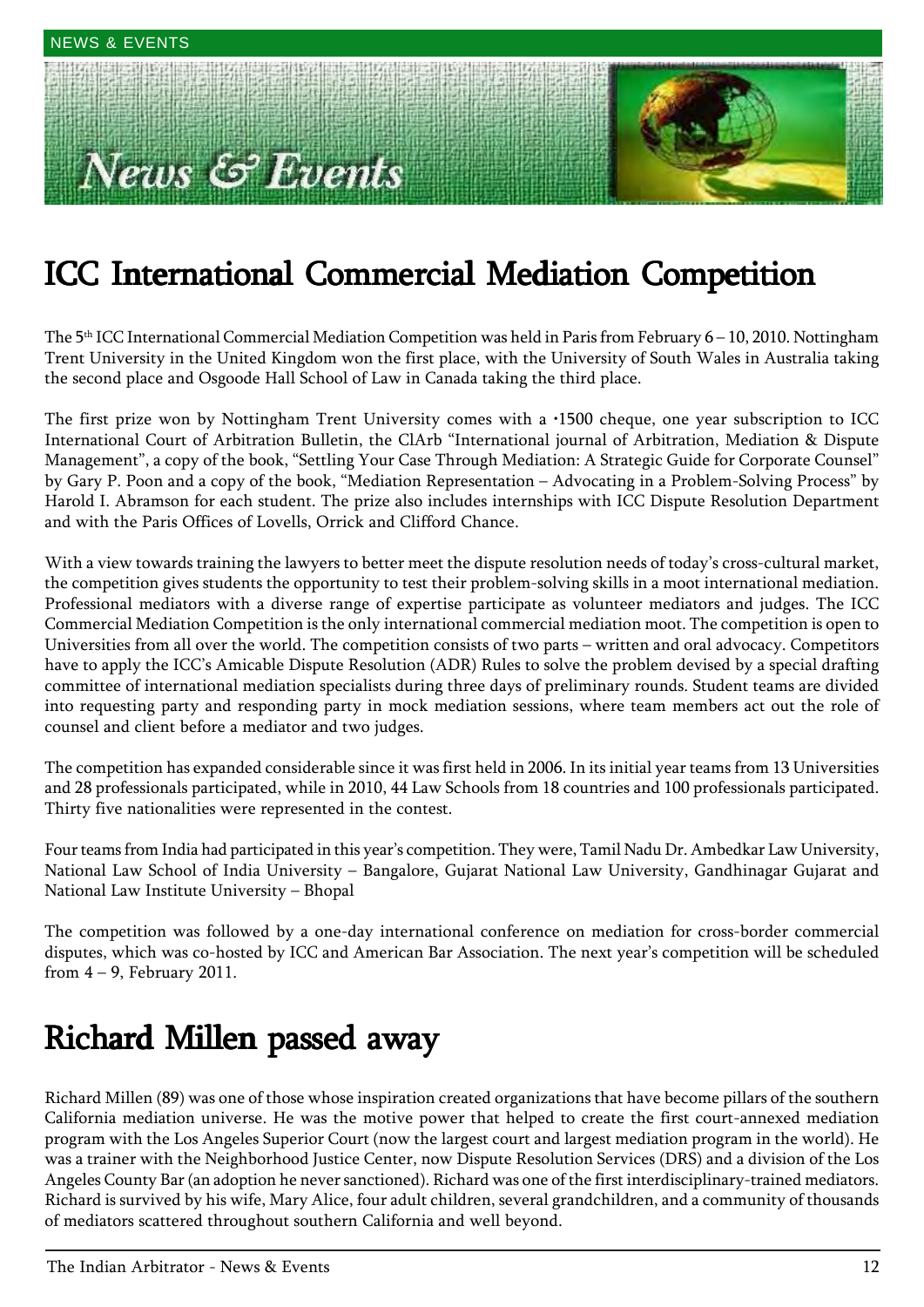# ICC International Commercial Mediation Competition

The 5th ICC International Commercial Mediation Competition was held in Paris from February 6 – 10, 2010. Nottingham Trent University in the United Kingdom won the first place, with the University of South Wales in Australia taking the second place and Osgoode Hall School of Law in Canada taking the third place.

The first prize won by Nottingham Trent University comes with a •1500 cheque, one year subscription to ICC International Court of Arbitration Bulletin, the ClArb "International journal of Arbitration, Mediation & Dispute Management", a copy of the book, "Settling Your Case Through Mediation: A Strategic Guide for Corporate Counsel" by Gary P. Poon and a copy of the book, "Mediation Representation – Advocating in a Problem-Solving Process" by Harold I. Abramson for each student. The prize also includes internships with ICC Dispute Resolution Department and with the Paris Offices of Lovells, Orrick and Clifford Chance.

With a view towards training the lawyers to better meet the dispute resolution needs of today's cross-cultural market, the competition gives students the opportunity to test their problem-solving skills in a moot international mediation. Professional mediators with a diverse range of expertise participate as volunteer mediators and judges. The ICC Commercial Mediation Competition is the only international commercial mediation moot. The competition is open to Universities from all over the world. The competition consists of two parts – written and oral advocacy. Competitors have to apply the ICC's Amicable Dispute Resolution (ADR) Rules to solve the problem devised by a special drafting committee of international mediation specialists during three days of preliminary rounds. Student teams are divided into requesting party and responding party in mock mediation sessions, where team members act out the role of counsel and client before a mediator and two judges.

The competition has expanded considerable since it was first held in 2006. In its initial year teams from 13 Universities and 28 professionals participated, while in 2010, 44 Law Schools from 18 countries and 100 professionals participated. Thirty five nationalities were represented in the contest.

Four teams from India had participated in this year's competition. They were, Tamil Nadu Dr. Ambedkar Law University, National Law School of India University – Bangalore, Gujarat National Law University, Gandhinagar Gujarat and National Law Institute University – Bhopal

The competition was followed by a one-day international conference on mediation for cross-border commercial disputes, which was co-hosted by ICC and American Bar Association. The next year's competition will be scheduled from 4 – 9, February 2011.

# Richard Millen passed away

Richard Millen (89) was one of those whose inspiration created organizations that have become pillars of the southern California mediation universe. He was the motive power that helped to create the first court-annexed mediation program with the Los Angeles Superior Court (now the largest court and largest mediation program in the world). He was a trainer with the Neighborhood Justice Center, now Dispute Resolution Services (DRS) and a division of the Los Angeles County Bar (an adoption he never sanctioned). Richard was one of the first interdisciplinary-trained mediators. Richard is survived by his wife, Mary Alice, four adult children, several grandchildren, and a community of thousands of mediators scattered throughout southern California and well beyond.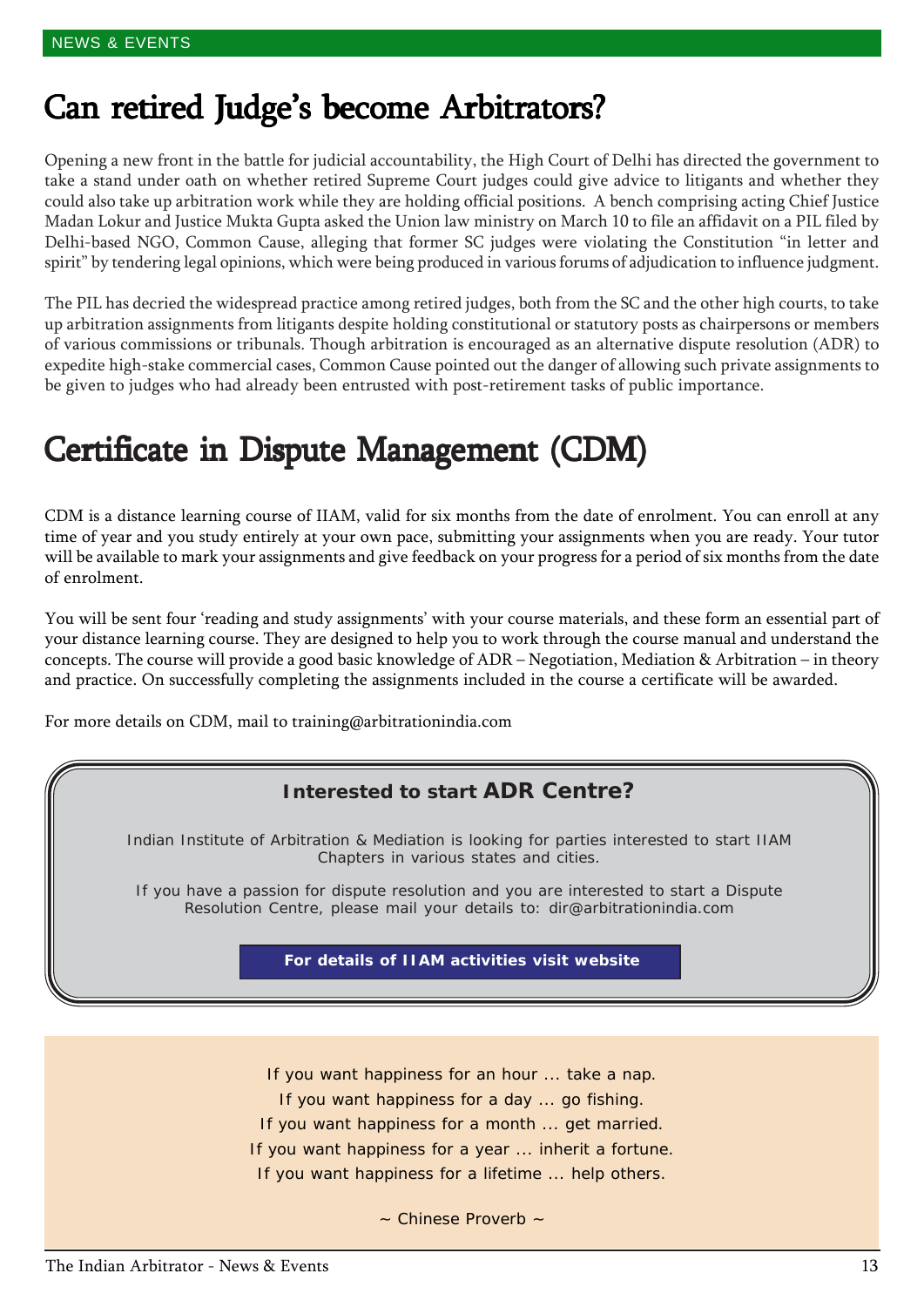NEWS & EVENTS

# Can retired Judge's become Arbitrators?

Opening a new front in the battle for judicial accountability, the High Court of Delhi has directed the government to take a stand under oath on whether retired Supreme Court judges could give advice to litigants and whether they could also take up arbitration work while they are holding official positions. A bench comprising acting Chief Justice Madan Lokur and Justice Mukta Gupta asked the Union law ministry on March 10 to file an affidavit on a PIL filed by Delhi-based NGO, Common Cause, alleging that former SC judges were violating the Constitution "in letter and spirit" by tendering legal opinions, which were being produced in various forums of adjudication to influence judgment.

The PIL has decried the widespread practice among retired judges, both from the SC and the other high courts, to take up arbitration assignments from litigants despite holding constitutional or statutory posts as chairpersons or members of various commissions or tribunals. Though arbitration is encouraged as an alternative dispute resolution (ADR) to expedite high-stake commercial cases, Common Cause pointed out the danger of allowing such private assignments to be given to judges who had already been entrusted with post-retirement tasks of public importance.

# Certificate in Dispute Management (CDM)

CDM is a distance learning course of IIAM, valid for six months from the date of enrolment. You can enroll at any time of year and you study entirely at your own pace, submitting your assignments when you are ready. Your tutor will be available to mark your assignments and give feedback on your progress for a period of six months from the date of enrolment.

You will be sent four 'reading and study assignments' with your course materials, and these form an essential part of your distance learning course. They are designed to help you to work through the course manual and understand the concepts. The course will provide a good basic knowledge of ADR – Negotiation, Mediation & Arbitration – in theory and practice. On successfully completing the assignments included in the course a certificate will be awarded.

For more details on CDM, mail to training@arbitrationindia.com

**Interested to start ADR Centre?**

Indian Institute of Arbitration & Mediation is looking for parties interested to start IIAM Chapters in various states and cities.

If you have a passion for dispute resolution and you are interested to start a Dispute Resolution Centre, please mail your details to: dir@arbitrationindia.com

**For details of IIAM activities visit website**

If you want happiness for an hour ... take a nap.
If you want happiness for a day ... go fishing.
If you want happiness for a month ... get married.
If you want happiness for a year ... inherit a fortune.
If you want happiness for a lifetime ... help others.

~ Chinese Proverb ~